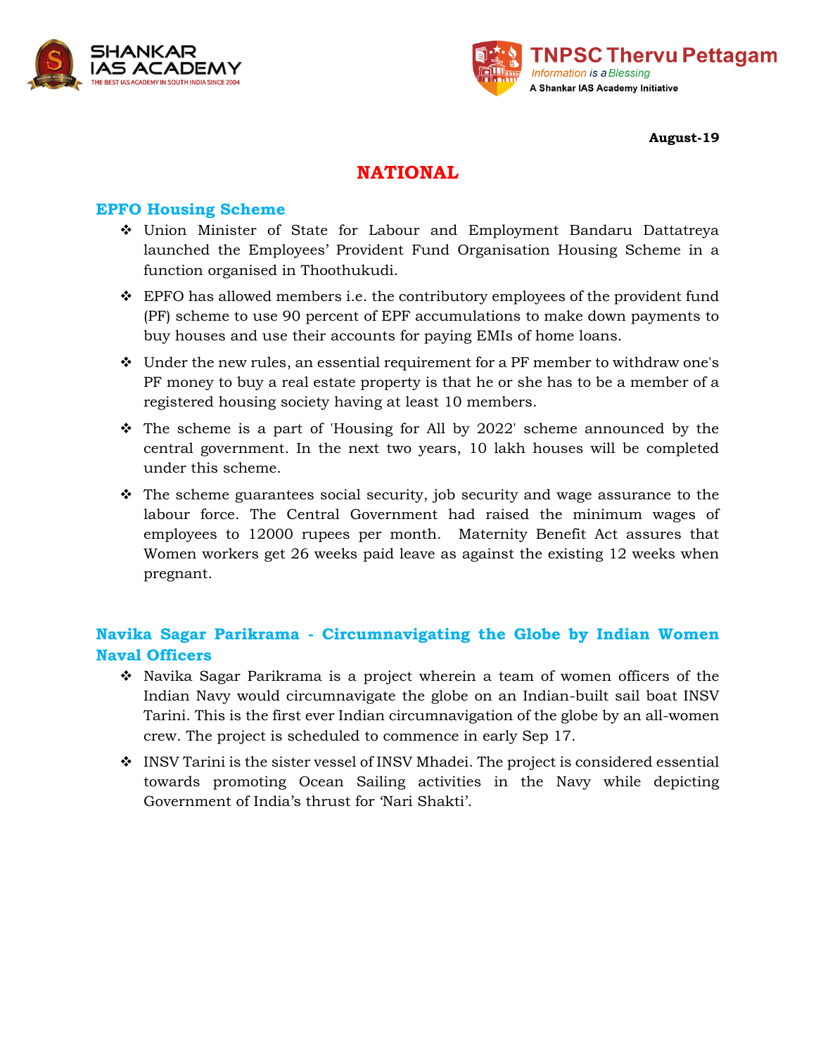**August-19**

# NATIONAL

## EPFO Housing Scheme

- Union Minister of State for Labour and Employment Bandaru Dattatreya launched the Employees' Provident Fund Organisation Housing Scheme in a function organised in Thoothukudi.
- EPFO has allowed members i.e. the contributory employees of the provident fund (PF) scheme to use 90 percent of EPF accumulations to make down payments to buy houses and use their accounts for paying EMIs of home loans.
- Under the new rules, an essential requirement for a PF member to withdraw one's PF money to buy a real estate property is that he or she has to be a member of a registered housing society having at least 10 members.
- The scheme is a part of 'Housing for All by 2022' scheme announced by the central government. In the next two years, 10 lakh houses will be completed under this scheme.
- The scheme guarantees social security, job security and wage assurance to the labour force. The Central Government had raised the minimum wages of employees to 12000 rupees per month. Maternity Benefit Act assures that Women workers get 26 weeks paid leave as against the existing 12 weeks when pregnant.

## Navika Sagar Parikrama - Circumnavigating the Globe by Indian Women Naval Officers

- Navika Sagar Parikrama is a project wherein a team of women officers of the Indian Navy would circumnavigate the globe on an Indian-built sail boat INSV Tarini. This is the first ever Indian circumnavigation of the globe by an all-women crew. The project is scheduled to commence in early Sep 17.
- INSV Tarini is the sister vessel of INSV Mhadei. The project is considered essential towards promoting Ocean Sailing activities in the Navy while depicting Government of India's thrust for 'Nari Shakti'.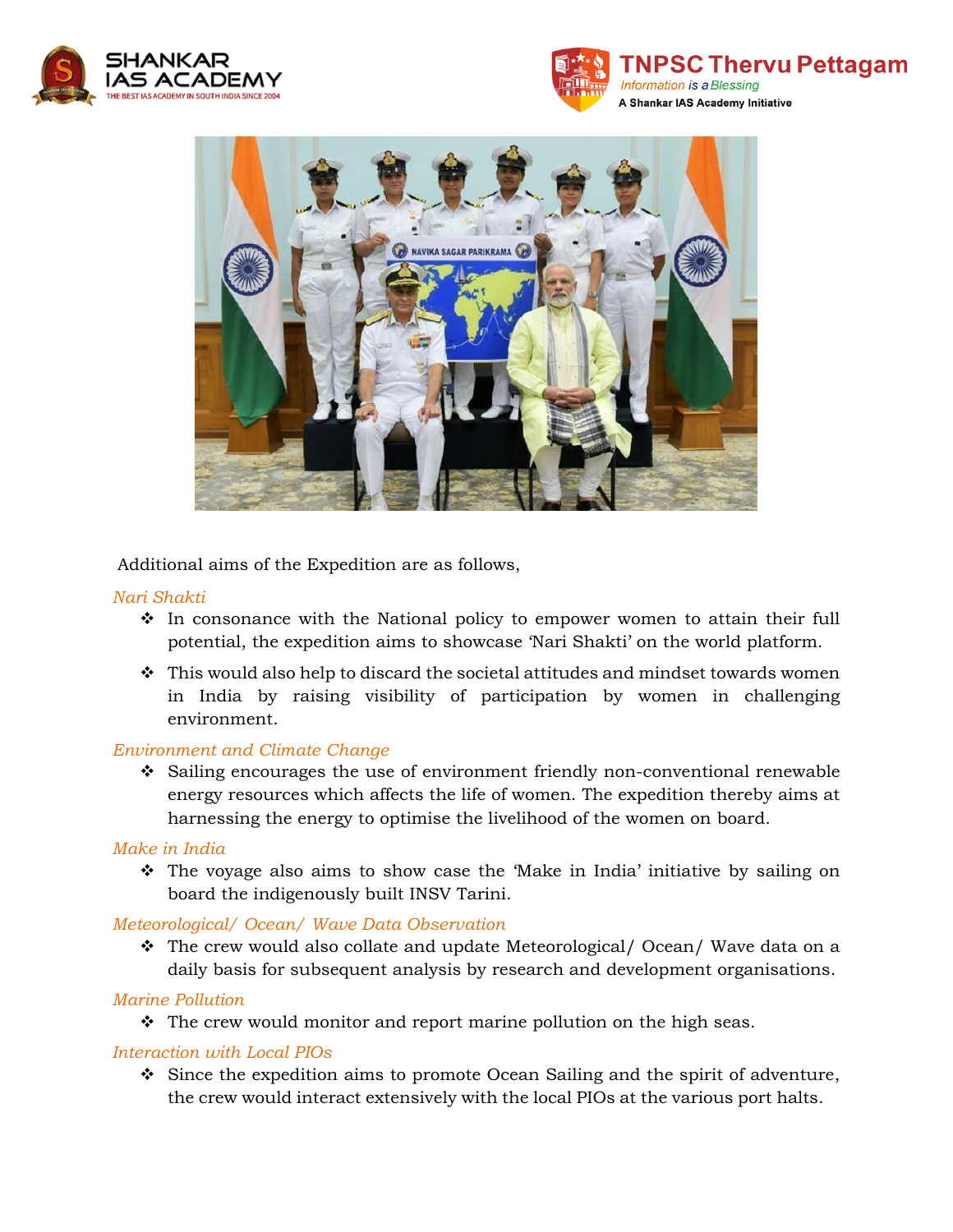Additional aims of the Expedition are as follows,

*Nari Shakti*

- In consonance with the National policy to empower women to attain their full potential, the expedition aims to showcase 'Nari Shakti' on the world platform.
- This would also help to discard the societal attitudes and mindset towards women in India by raising visibility of participation by women in challenging environment.

*Environment and Climate Change*

- Sailing encourages the use of environment friendly non-conventional renewable energy resources which affects the life of women. The expedition thereby aims at harnessing the energy to optimise the livelihood of the women on board.

*Make in India*

- The voyage also aims to show case the 'Make in India' initiative by sailing on board the indigenously built INSV Tarini.

*Meteorological/ Ocean/ Wave Data Observation*

- The crew would also collate and update Meteorological/ Ocean/ Wave data on a daily basis for subsequent analysis by research and development organisations.

*Marine Pollution*

- The crew would monitor and report marine pollution on the high seas.

*Interaction with Local PIOs*

- Since the expedition aims to promote Ocean Sailing and the spirit of adventure, the crew would interact extensively with the local PIOs at the various port halts.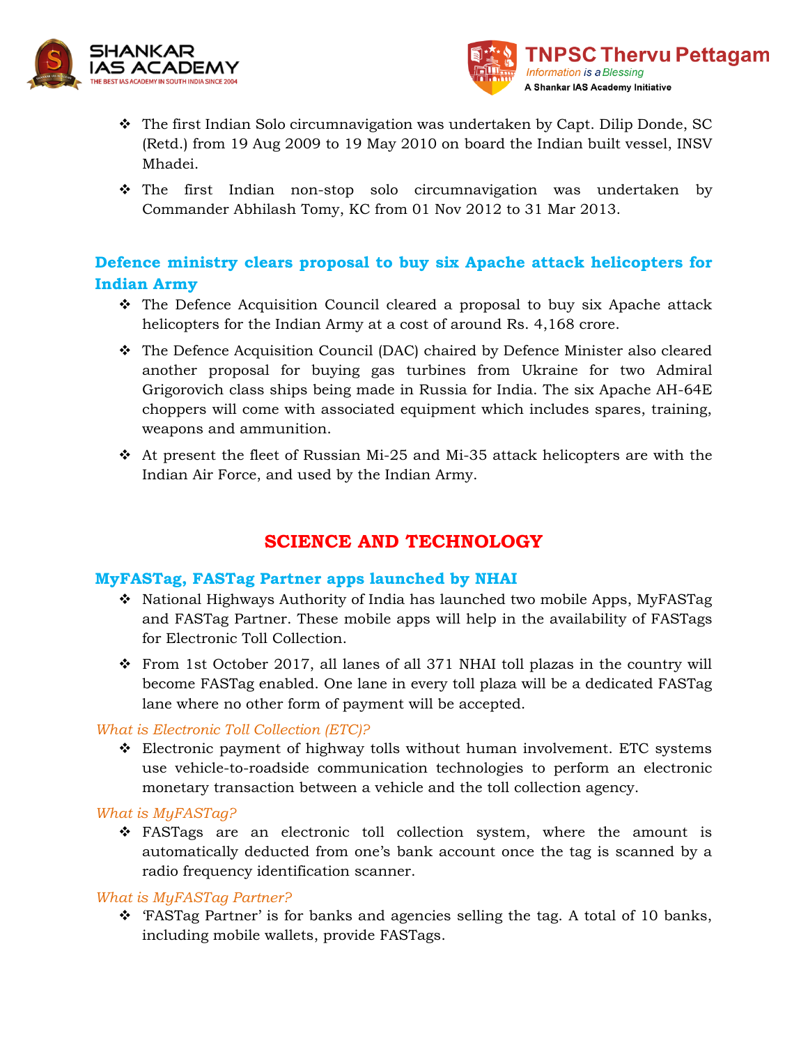- The first Indian Solo circumnavigation was undertaken by Capt. Dilip Donde, SC (Retd.) from 19 Aug 2009 to 19 May 2010 on board the Indian built vessel, INSV Mhadei.
- The first Indian non-stop solo circumnavigation was undertaken by Commander Abhilash Tomy, KC from 01 Nov 2012 to 31 Mar 2013.

### Defence ministry clears proposal to buy six Apache attack helicopters for Indian Army

- The Defence Acquisition Council cleared a proposal to buy six Apache attack helicopters for the Indian Army at a cost of around Rs. 4,168 crore.
- The Defence Acquisition Council (DAC) chaired by Defence Minister also cleared another proposal for buying gas turbines from Ukraine for two Admiral Grigorovich class ships being made in Russia for India. The six Apache AH-64E choppers will come with associated equipment which includes spares, training, weapons and ammunition.
- At present the fleet of Russian Mi-25 and Mi-35 attack helicopters are with the Indian Air Force, and used by the Indian Army.

## SCIENCE AND TECHNOLOGY

### MyFASTag, FASTag Partner apps launched by NHAI

- National Highways Authority of India has launched two mobile Apps, MyFASTag and FASTag Partner. These mobile apps will help in the availability of FASTags for Electronic Toll Collection.
- From 1st October 2017, all lanes of all 371 NHAI toll plazas in the country will become FASTag enabled. One lane in every toll plaza will be a dedicated FASTag lane where no other form of payment will be accepted.

*What is Electronic Toll Collection (ETC)?*

- Electronic payment of highway tolls without human involvement. ETC systems use vehicle-to-roadside communication technologies to perform an electronic monetary transaction between a vehicle and the toll collection agency.

*What is MyFASTag?*

- FASTags are an electronic toll collection system, where the amount is automatically deducted from one's bank account once the tag is scanned by a radio frequency identification scanner.

*What is MyFASTag Partner?*

- 'FASTag Partner' is for banks and agencies selling the tag. A total of 10 banks, including mobile wallets, provide FASTags.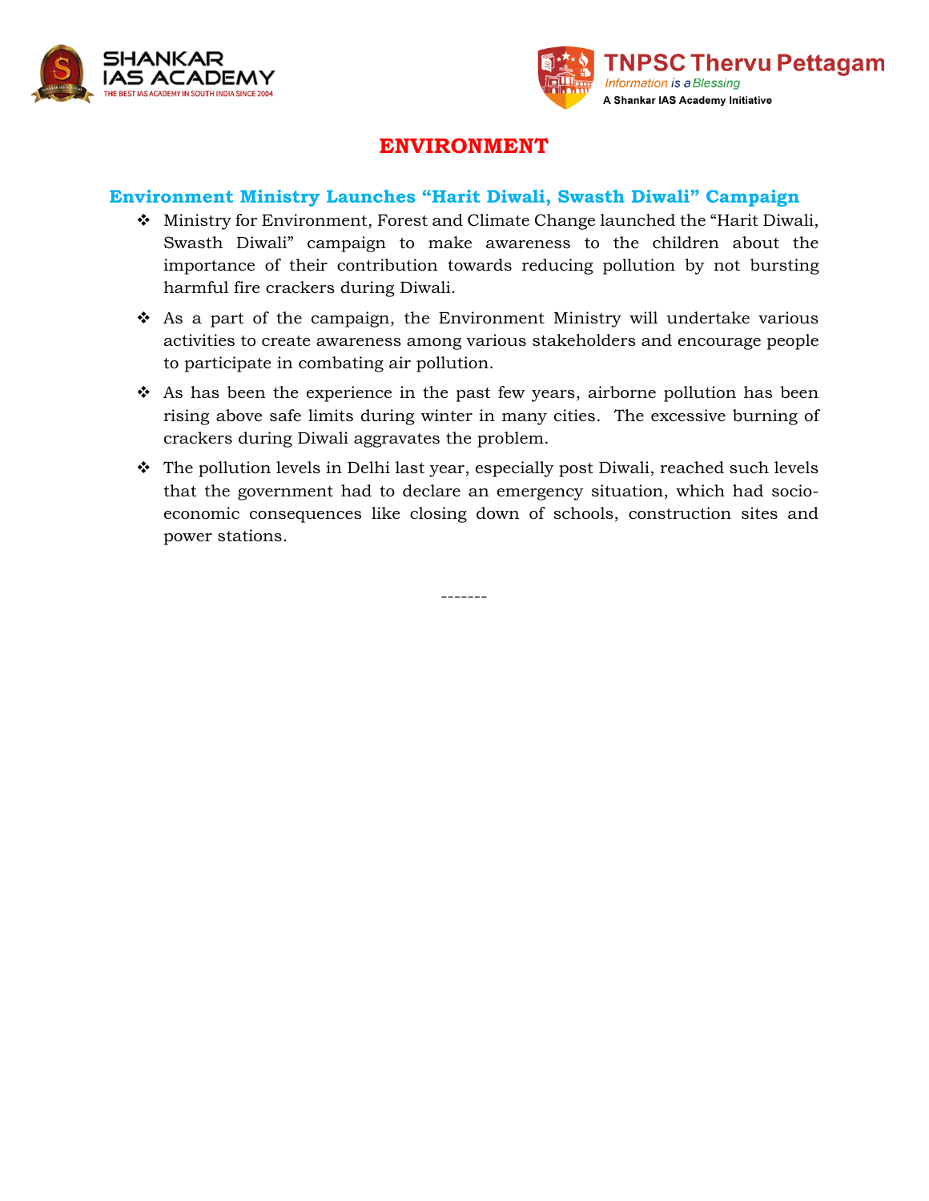# ENVIRONMENT

## Environment Ministry Launches "Harit Diwali, Swasth Diwali" Campaign

- Ministry for Environment, Forest and Climate Change launched the "Harit Diwali, Swasth Diwali" campaign to make awareness to the children about the importance of their contribution towards reducing pollution by not bursting harmful fire crackers during Diwali.
- As a part of the campaign, the Environment Ministry will undertake various activities to create awareness among various stakeholders and encourage people to participate in combating air pollution.
- As has been the experience in the past few years, airborne pollution has been rising above safe limits during winter in many cities. The excessive burning of crackers during Diwali aggravates the problem.
- The pollution levels in Delhi last year, especially post Diwali, reached such levels that the government had to declare an emergency situation, which had socio-economic consequences like closing down of schools, construction sites and power stations.

-------